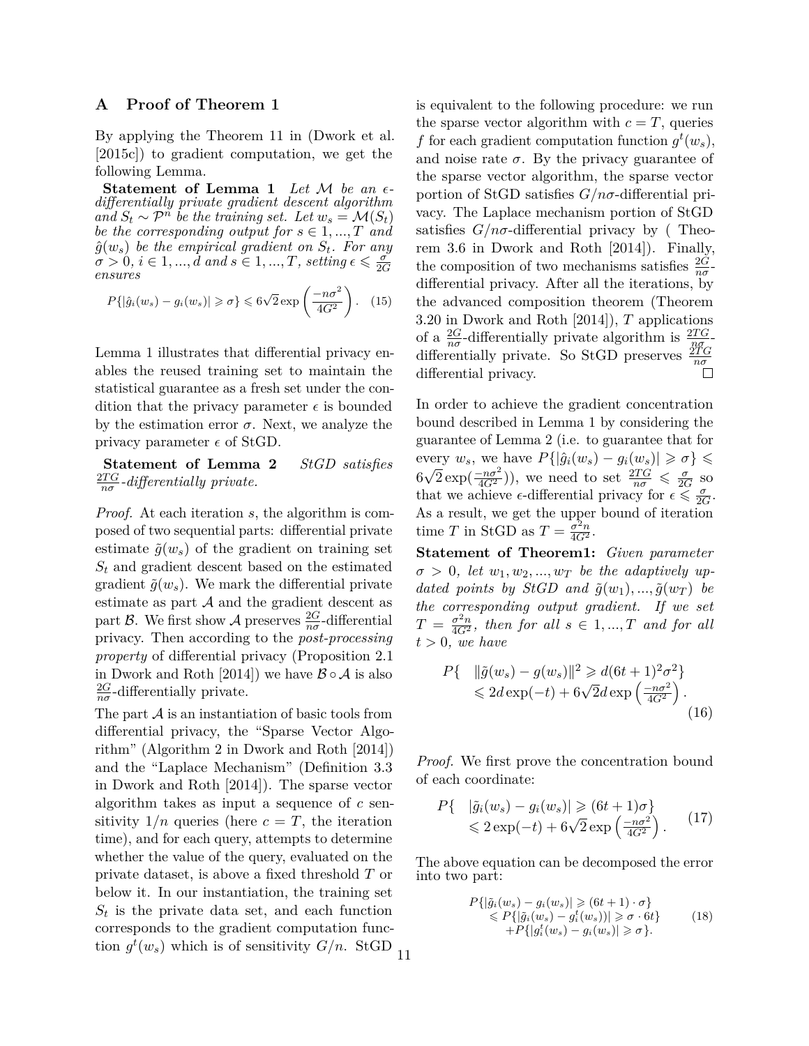## A Proof of Theorem 1

By applying the Theorem 11 in (Dwork et al. [2015c]) to gradient computation, we get the following Lemma.

**Statement of Lemma 1** *Let $\mathcal{M}$ be an $\epsilon$-differentially private gradient descent algorithm and $S_t \sim \mathcal{P}^n$ be the training set. Let $w_s = \mathcal{M}(S_t)$ be the corresponding output for $s \in 1, ..., T$ and $\hat{g}(w_s)$ be the empirical gradient on $S_t$. For any $\sigma > 0$, $i \in 1, ..., d$ and $s \in 1, ..., T$, setting $\epsilon \leqslant \frac{\sigma}{2G}$ ensures*

$$P\{|\hat{g}_i(w_s) - g_i(w_s)| \geqslant \sigma\} \leqslant 6\sqrt{2}\exp\left(\frac{-n\sigma^2}{4G^2}\right). \quad (15)$$

Lemma 1 illustrates that differential privacy enables the reused training set to maintain the statistical guarantee as a fresh set under the condition that the privacy parameter $\epsilon$ is bounded by the estimation error $\sigma$. Next, we analyze the privacy parameter $\epsilon$ of StGD.

**Statement of Lemma 2** *StGD satisfies $\frac{2TG}{n\sigma}$-differentially private.*

*Proof.* At each iteration $s$, the algorithm is composed of two sequential parts: differential private estimate $\tilde{g}(w_s)$ of the gradient on training set $S_t$ and gradient descent based on the estimated gradient $\tilde{g}(w_s)$. We mark the differential private estimate as part $\mathcal{A}$ and the gradient descent as part $\mathcal{B}$. We first show $\mathcal{A}$ preserves $\frac{2G}{n\sigma}$-differential privacy. Then according to the *post-processing property* of differential privacy (Proposition 2.1 in Dwork and Roth [2014]) we have $\mathcal{B} \circ \mathcal{A}$ is also $\frac{2G}{n\sigma}$-differentially private.

The part $\mathcal{A}$ is an instantiation of basic tools from differential privacy, the "Sparse Vector Algorithm" (Algorithm 2 in Dwork and Roth [2014]) and the "Laplace Mechanism" (Definition 3.3 in Dwork and Roth [2014]). The sparse vector algorithm takes as input a sequence of $c$ sensitivity $1/n$ queries (here $c = T$, the iteration time), and for each query, attempts to determine whether the value of the query, evaluated on the private dataset, is above a fixed threshold $T$ or below it. In our instantiation, the training set $S_t$ is the private data set, and each function corresponds to the gradient computation function $g^t(w_s)$ which is of sensitivity $G/n$. StGD is equivalent to the following procedure: we run the sparse vector algorithm with $c = T$, queries $f$ for each gradient computation function $g^t(w_s)$, and noise rate $\sigma$. By the privacy guarantee of the sparse vector algorithm, the sparse vector portion of StGD satisfies $G/n\sigma$-differential privacy. The Laplace mechanism portion of StGD satisfies $G/n\sigma$-differential privacy by ( Theorem 3.6 in Dwork and Roth [2014]). Finally, the composition of two mechanisms satisfies $\frac{2G}{n\sigma}$-differential privacy. After all the iterations, by the advanced composition theorem (Theorem 3.20 in Dwork and Roth [2014]), $T$ applications of a $\frac{2G}{n\sigma}$-differentially private algorithm is $\frac{2TG}{n\sigma}$-differentially private. So StGD preserves $\frac{2TG}{n\sigma}$ differential privacy. □

In order to achieve the gradient concentration bound described in Lemma 1 by considering the guarantee of Lemma 2 (i.e. to guarantee that for every $w_s$, we have $P\{|\hat{g}_i(w_s) - g_i(w_s)| \geqslant \sigma\} \leqslant 6\sqrt{2}\exp(\frac{-n\sigma^2}{4G^2})$), we need to set $\frac{2TG}{n\sigma} \leqslant \frac{\sigma}{2G}$ so that we achieve $\epsilon$-differential privacy for $\epsilon \leqslant \frac{\sigma}{2G}$. As a result, we get the upper bound of iteration time $T$ in StGD as $T = \frac{\sigma^2 n}{4G^2}$.

**Statement of Theorem1:** *Given parameter $\sigma > 0$, let $w_1, w_2, ..., w_T$ be the adaptively updated points by StGD and $\tilde{g}(w_1), ..., \tilde{g}(w_T)$ be the corresponding output gradient. If we set $T = \frac{\sigma^2 n}{4G^2}$, then for all $s \in 1, ..., T$ and for all $t > 0$, we have*

$$\begin{aligned} P\{ \quad & \|\tilde{g}(w_s) - g(w_s)\|^2 \geqslant d(6t+1)^2\sigma^2\} \\ & \leqslant 2d\exp(-t) + 6\sqrt{2}d\exp\left(\frac{-n\sigma^2}{4G^2}\right). \end{aligned} \quad (16)$$

*Proof.* We first prove the concentration bound of each coordinate:

$$\begin{aligned} P\{ \quad & |\tilde{g}_i(w_s) - g_i(w_s)| \geqslant (6t+1)\sigma\} \\ & \leqslant 2\exp(-t) + 6\sqrt{2}\exp\left(\frac{-n\sigma^2}{4G^2}\right). \end{aligned} \quad (17)$$

The above equation can be decomposed the error into two part:

$$\begin{aligned} & P\{|\tilde{g}_i(w_s) - g_i(w_s)| \geqslant (6t+1)\cdot\sigma\} \\ & \quad \leqslant P\{|\tilde{g}_i(w_s) - g_i^t(w_s))| \geqslant \sigma \cdot 6t\} \\ & \quad\quad + P\{|g_i^t(w_s) - g_i(w_s)| \geqslant \sigma\}. \end{aligned} \quad (18)$$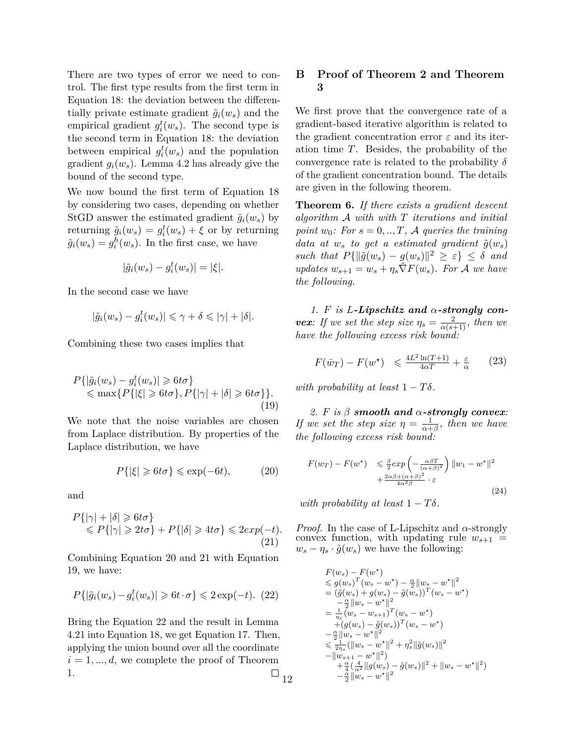There are two types of error we need to control. The first type results from the first term in Equation 18: the deviation between the differentially private estimate gradient $\tilde{g}_i(w_s)$ and the empirical gradient $g_i^t(w_s)$. The second type is the second term in Equation 18: the deviation between empirical $g_i^t(w_s)$ and the population gradient $g_i(w_s)$. Lemma 4.2 has already give the bound of the second type.

We now bound the first term of Equation 18 by considering two cases, depending on whether StGD answer the estimated gradient $\tilde{g}_i(w_s)$ by returning $\tilde{g}_i(w_s) = g_i^t(w_s) + \xi$ or by returning $\tilde{g}_i(w_s) = g_i^h(w_s)$. In the first case, we have

$$|\tilde{g}_i(w_s) - g_i^t(w_s)| = |\xi|.$$

In the second case we have

$$|\tilde{g}_i(w_s) - g_i^t(w_s)| \leqslant \gamma + \delta \leqslant |\gamma| + |\delta|.$$

Combining these two cases implies that

$$P\{|\tilde{g}_i(w_s) - g_i^t(w_s)| \geqslant 6t\sigma\} \leqslant \max\{P\{|\xi| \geqslant 6t\sigma\}, P\{|\gamma| + |\delta| \geqslant 6t\sigma\}\}. \tag{19}$$

We note that the noise variables are chosen from Laplace distribution. By properties of the Laplace distribution, we have

$$P\{|\xi| \geqslant 6t\sigma\} \leqslant \exp(-6t), \tag{20}$$

and

$$P\{|\gamma| + |\delta| \geqslant 6t\sigma\} \leqslant P\{|\gamma| \geqslant 2t\sigma\} + P\{|\delta| \geqslant 4t\sigma\} \leqslant 2exp(-t). \tag{21}$$

Combining Equation 20 and 21 with Equation 19, we have:

$$P\{|\tilde{g}_i(w_s) - g_i^t(w_s)| \geqslant 6t \cdot \sigma\} \leqslant 2\exp(-t). \tag{22}$$

Bring the Equation 22 and the result in Lemma 4.21 into Equation 18, we get Equation 17. Then, applying the union bound over all the coordinate $i = 1, ..., d$, we complete the proof of Theorem 1. □

# B Proof of Theorem 2 and Theorem 3

We first prove that the convergence rate of a gradient-based iterative algorithm is related to the gradient concentration error $\varepsilon$ and its iteration time $T$. Besides, the probability of the convergence rate is related to the probability $\delta$ of the gradient concentration bound. The details are given in the following theorem.

**Theorem 6.** *If there exists a gradient descent algorithm $\mathcal{A}$ with with $T$ iterations and initial point $w_0$: For $s = 0, .., T$, $\mathcal{A}$ queries the training data at $w_s$ to get a estimated gradient $\tilde{g}(w_s)$ such that $P\{\|\tilde{g}(w_s) - g(w_s)\|^2 \geq \varepsilon\} \leq \delta$ and updates $w_{s+1} = w_s + \eta_s \tilde{\nabla} F(w_s)$. For $\mathcal{A}$ we have the following.*

*1. $F$ is $L$-**Lipschitz and** $\alpha$-**strongly convex**: If we set the step size $\eta_s = \frac{2}{\alpha(s+1)}$, then we have the following excess risk bound:*

$$F(\bar{w}_T) - F(w^\star) \leqslant \frac{4L^2 \ln(T+1)}{4\alpha T} + \frac{\varepsilon}{\alpha} \tag{23}$$

*with probability at least $1 - T\delta$.*

*2. $F$ is $\beta$ **smooth and** $\alpha$-**strongly convex**: If we set the step size $\eta = \frac{1}{\alpha+\beta}$, then we have the following excess risk bound:*

$$F(w_T) - F(w^\star) \leqslant \frac{\beta}{2}exp\left(-\frac{\alpha\beta T}{(\alpha+\beta)^2}\right)\|w_1 - w^\star\|^2 + \frac{2\alpha\beta + (\alpha+\beta)^2}{4\alpha^2\beta} \cdot \varepsilon \tag{24}$$

*with probability at least $1 - T\delta$.*

*Proof.* In the case of L-Lipschitz and $\alpha$-strongly convex function, with updating rule $w_{s+1} = w_s - \eta_s \cdot \tilde{g}(w_s)$ we have the following:

$$\begin{aligned}
&F(w_s) - F(w^\star) \\
&\leqslant g(w_s)^T(w_s - w^\star) - \tfrac{\alpha}{2}\|w_s - w^\star\|^2 \\
&= (\tilde{g}(w_s) + g(w_s) - \tilde{g}(w_s))^T(w_s - w^\star) \\
&\quad - \tfrac{\alpha}{2}\|w_s - w^\star\|^2 \\
&= \tfrac{1}{\eta_s}(w_s - w_{s+1})^T(w_s - w^\star) \\
&\quad + (g(w_s) - \tilde{g}(w_s))^T(w_s - w^\star) \\
&- \tfrac{\alpha}{2}\|w_s - w^\star\|^2 \\
&\leqslant \tfrac{1}{2\eta_s}(\|w_s - w^\star\|^2 + \eta_s^2\|\tilde{g}(w_s)\|^2 \\
&- \|w_{s+1} - w^\star\|^2) \\
&\quad + \tfrac{\alpha}{4}(\tfrac{4}{\alpha^2}\|g(w_s) - \tilde{g}(w_s)\|^2 + \|w_s - w^\star\|^2) \\
&\quad - \tfrac{\alpha}{2}\|w_s - w^\star\|^2
\end{aligned}$$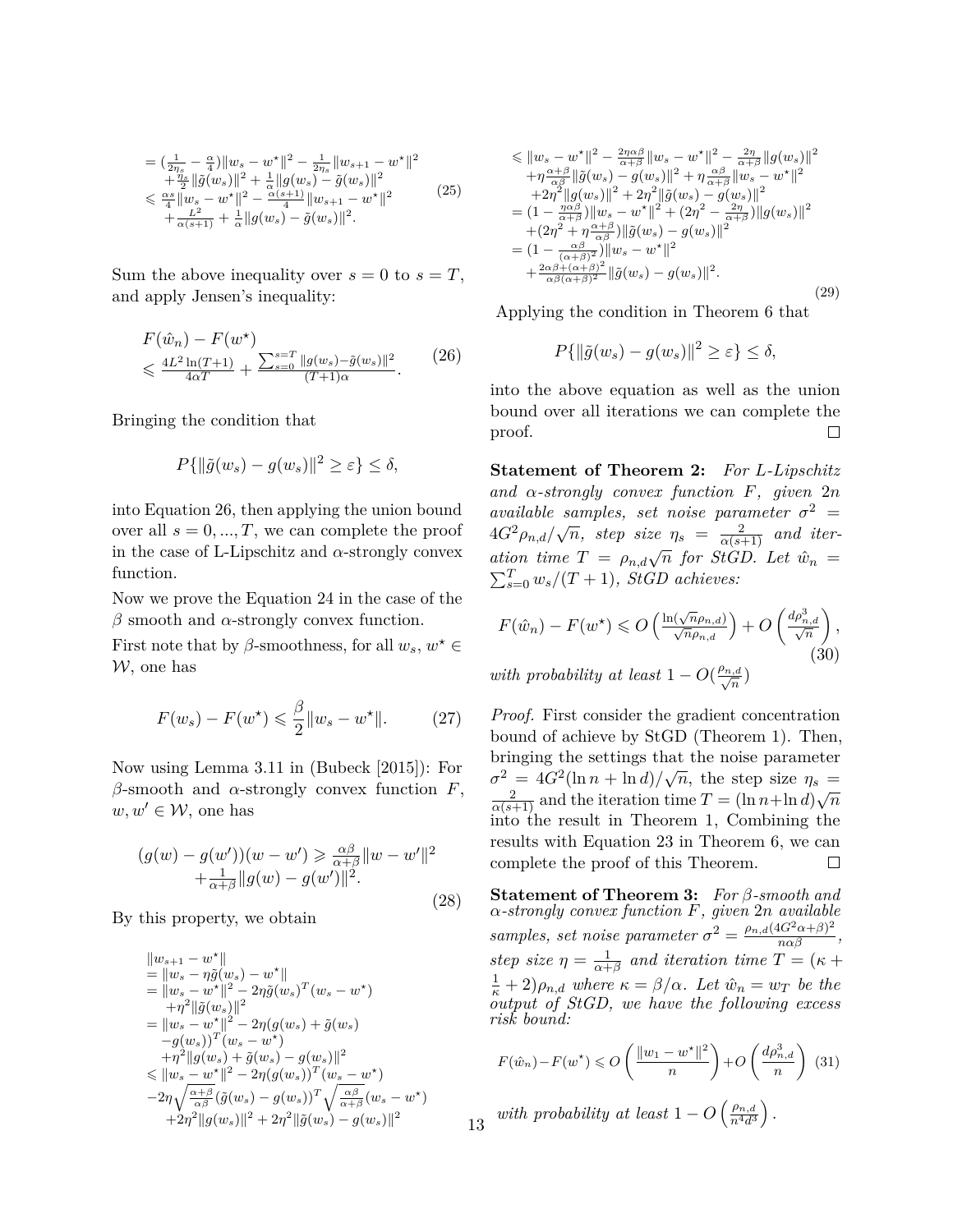$$
\begin{aligned}
&= (\tfrac{1}{2\eta_s} - \tfrac{\alpha}{4})\|w_s - w^\star\|^2 - \tfrac{1}{2\eta_s}\|w_{s+1} - w^\star\|^2 \\
&\quad + \tfrac{\eta_s}{2}\|\tilde{g}(w_s)\|^2 + \tfrac{1}{\alpha}\|g(w_s) - \tilde{g}(w_s)\|^2 \\
&\leqslant \tfrac{\alpha s}{4}\|w_s - w^\star\|^2 - \tfrac{\alpha(s+1)}{4}\|w_{s+1} - w^\star\|^2 \\
&\quad + \tfrac{L^2}{\alpha(s+1)} + \tfrac{1}{\alpha}\|g(w_s) - \tilde{g}(w_s)\|^2.
\end{aligned} \tag{25}
$$

Sum the above inequality over $s = 0$ to $s = T$, and apply Jensen's inequality:

$$
\begin{aligned}
&F(\hat{w}_n) - F(w^\star) \\
&\leqslant \tfrac{4L^2\ln(T+1)}{4\alpha T} + \tfrac{\sum_{s=0}^{s=T}\|g(w_s) - \tilde{g}(w_s)\|^2}{(T+1)\alpha}.
\end{aligned} \tag{26}
$$

Bringing the condition that

$$
P\{\|\tilde{g}(w_s) - g(w_s)\|^2 \geq \varepsilon\} \leq \delta,
$$

into Equation 26, then applying the union bound over all $s = 0, ..., T$, we can complete the proof in the case of L-Lipschitz and $\alpha$-strongly convex function.

Now we prove the Equation 24 in the case of the $\beta$ smooth and $\alpha$-strongly convex function.

First note that by $\beta$-smoothness, for all $w_s, w^\star \in \mathcal{W}$, one has

$$
F(w_s) - F(w^\star) \leqslant \frac{\beta}{2}\|w_s - w^\star\|. \tag{27}
$$

Now using Lemma 3.11 in (Bubeck [2015]): For $\beta$-smooth and $\alpha$-strongly convex function $F$, $w, w' \in \mathcal{W}$, one has

$$
\begin{aligned}
(g(w) - g(w'))(w - w') &\geqslant \tfrac{\alpha\beta}{\alpha+\beta}\|w - w'\|^2 \\
&\quad + \tfrac{1}{\alpha+\beta}\|g(w) - g(w')\|^2.
\end{aligned} \tag{28}
$$

By this property, we obtain

$$
\begin{aligned}
&\|w_{s+1} - w^\star\| \\
&= \|w_s - \eta\tilde{g}(w_s) - w^\star\| \\
&= \|w_s - w^\star\|^2 - 2\eta\tilde{g}(w_s)^T(w_s - w^\star) \\
&\quad + \eta^2\|\tilde{g}(w_s)\|^2 \\
&= \|w_s - w^\star\|^2 - 2\eta(g(w_s) + \tilde{g}(w_s) \\
&\quad - g(w_s))^T(w_s - w^\star) \\
&\quad + \eta^2\|g(w_s) + \tilde{g}(w_s) - g(w_s)\|^2 \\
&\leqslant \|w_s - w^\star\|^2 - 2\eta(g(w_s))^T(w_s - w^\star) \\
&\quad - 2\eta\sqrt{\tfrac{\alpha+\beta}{\alpha\beta}}(\tilde{g}(w_s) - g(w_s))^T\sqrt{\tfrac{\alpha\beta}{\alpha+\beta}}(w_s - w^\star) \\
&\quad + 2\eta^2\|g(w_s)\|^2 + 2\eta^2\|\tilde{g}(w_s) - g(w_s)\|^2 \\
&\leqslant \|w_s - w^\star\|^2 - \tfrac{2\eta\alpha\beta}{\alpha+\beta}\|w_s - w^\star\|^2 - \tfrac{2\eta}{\alpha+\beta}\|g(w_s)\|^2 \\
&\quad + \eta\tfrac{\alpha+\beta}{\alpha\beta}\|\tilde{g}(w_s) - g(w_s)\|^2 + \eta\tfrac{\alpha\beta}{\alpha+\beta}\|w_s - w^\star\|^2 \\
&\quad + 2\eta^2\|g(w_s)\|^2 + 2\eta^2\|\tilde{g}(w_s) - g(w_s)\|^2 \\
&= (1 - \tfrac{\eta\alpha\beta}{\alpha+\beta})\|w_s - w^\star\|^2 + (2\eta^2 - \tfrac{2\eta}{\alpha+\beta})\|g(w_s)\|^2 \\
&\quad + (2\eta^2 + \eta\tfrac{\alpha+\beta}{\alpha\beta})\|\tilde{g}(w_s) - g(w_s)\|^2 \\
&= (1 - \tfrac{\alpha\beta}{(\alpha+\beta)^2})\|w_s - w^\star\|^2 \\
&\quad + \tfrac{2\alpha\beta + (\alpha+\beta)^2}{\alpha\beta(\alpha+\beta)^2}\|\tilde{g}(w_s) - g(w_s)\|^2.
\end{aligned} \tag{29}
$$

Applying the condition in Theorem 6 that

$$
P\{\|\tilde{g}(w_s) - g(w_s)\|^2 \geq \varepsilon\} \leq \delta,
$$

into the above equation as well as the union bound over all iterations we can complete the proof. ◻

**Statement of Theorem 2:** *For L-Lipschitz and $\alpha$-strongly convex function $F$, given $2n$ available samples, set noise parameter $\sigma^2 = 4G^2\rho_{n,d}/\sqrt{n}$, step size $\eta_s = \frac{2}{\alpha(s+1)}$ and iteration time $T = \rho_{n,d}\sqrt{n}$ for StGD. Let $\hat{w}_n = \sum_{s=0}^{T} w_s/(T+1)$, StGD achieves:*

$$
F(\hat{w}_n) - F(w^\star) \leqslant O\left(\tfrac{\ln(\sqrt{n}\rho_{n,d})}{\sqrt{n}\rho_{n,d}}\right) + O\left(\tfrac{d\rho_{n,d}^3}{\sqrt{n}}\right), \tag{30}
$$

*with probability at least $1 - O(\frac{\rho_{n,d}}{\sqrt{n}})$*

*Proof.* First consider the gradient concentration bound of achieve by StGD (Theorem 1). Then, bringing the settings that the noise parameter $\sigma^2 = 4G^2(\ln n + \ln d)/\sqrt{n}$, the step size $\eta_s = \frac{2}{\alpha(s+1)}$ and the iteration time $T = (\ln n + \ln d)\sqrt{n}$ into the result in Theorem 1, Combining the results with Equation 23 in Theorem 6, we can complete the proof of this Theorem. ◻

**Statement of Theorem 3:** *For $\beta$-smooth and $\alpha$-strongly convex function $F$, given $2n$ available samples, set noise parameter $\sigma^2 = \frac{\rho_{n,d}(4G^2\alpha+\beta)^2}{n\alpha\beta}$, step size $\eta = \frac{1}{\alpha+\beta}$ and iteration time $T = (\kappa + \frac{1}{\kappa} + 2)\rho_{n,d}$ where $\kappa = \beta/\alpha$. Let $\hat{w}_n = w_T$ be the output of StGD, we have the following excess risk bound:*

$$
F(\hat{w}_n) - F(w^\star) \leqslant O\left(\frac{\|w_1 - w^\star\|^2}{n}\right) + O\left(\frac{d\rho_{n,d}^3}{n}\right) \tag{31}
$$

*with probability at least $1 - O\left(\frac{\rho_{n,d}}{n^4 d^3}\right)$.*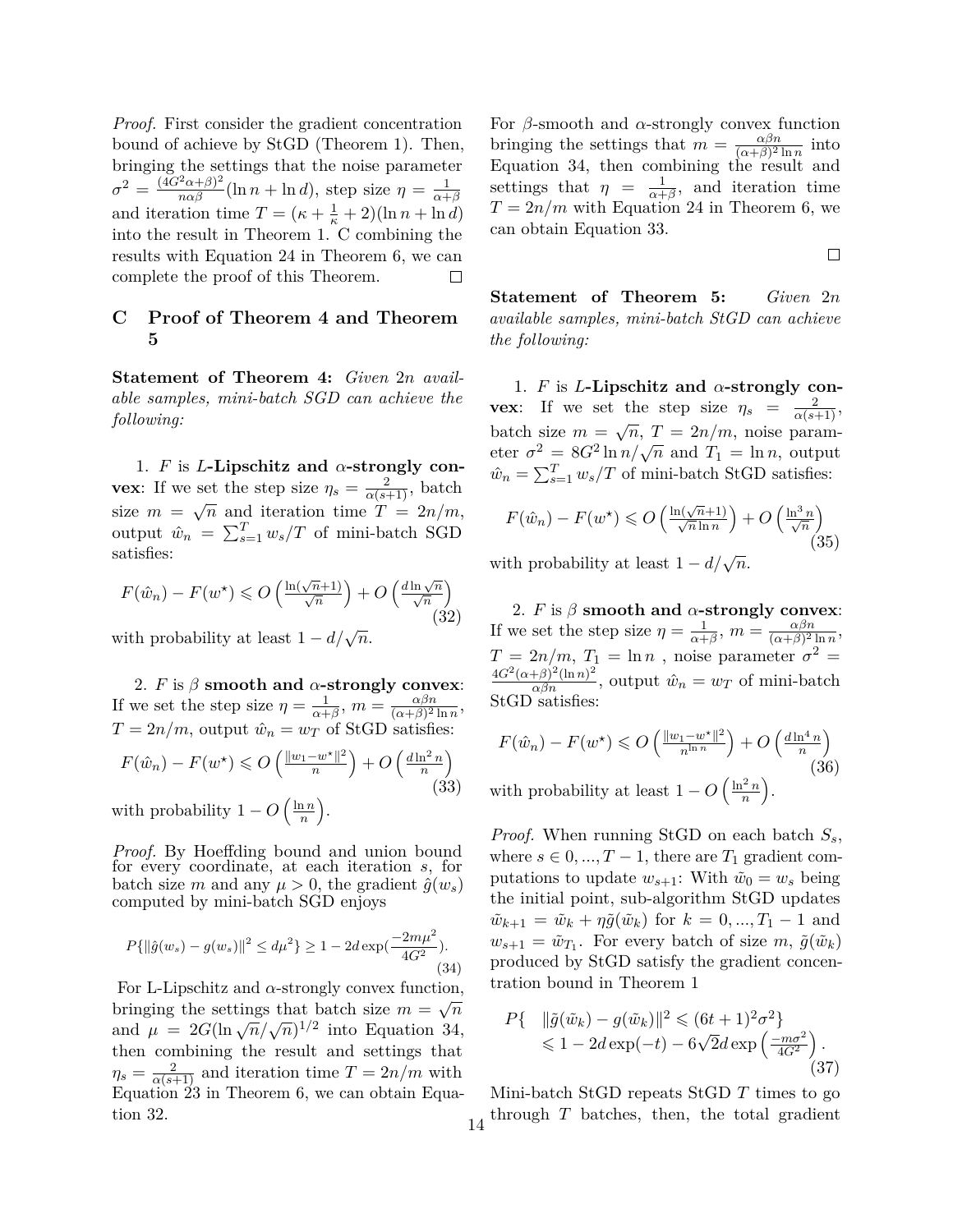*Proof.* First consider the gradient concentration bound of achieve by StGD (Theorem 1). Then, bringing the settings that the noise parameter $\sigma^2 = \frac{(4G^2\alpha+\beta)^2}{n\alpha\beta}(\ln n + \ln d)$, step size $\eta = \frac{1}{\alpha+\beta}$ and iteration time $T = (\kappa + \frac{1}{\kappa} + 2)(\ln n + \ln d)$ into the result in Theorem 1. C combining the results with Equation 24 in Theorem 6, we can complete the proof of this Theorem. ☐

## C Proof of Theorem 4 and Theorem 5

**Statement of Theorem 4:** *Given $2n$ available samples, mini-batch SGD can achieve the following:*

1. $F$ is **$L$-Lipschitz and $\alpha$-strongly convex**: If we set the step size $\eta_s = \frac{2}{\alpha(s+1)}$, batch size $m = \sqrt{n}$ and iteration time $T = 2n/m$, output $\hat{w}_n = \sum_{s=1}^{T} w_s/T$ of mini-batch SGD satisfies:

$$F(\hat{w}_n) - F(w^\star) \leqslant O\left(\frac{\ln(\sqrt{n}+1)}{\sqrt{n}}\right) + O\left(\frac{d \ln \sqrt{n}}{\sqrt{n}}\right) \tag{32}$$

with probability at least $1 - d/\sqrt{n}$.

2. $F$ is $\beta$ **smooth and $\alpha$-strongly convex**: If we set the step size $\eta = \frac{1}{\alpha+\beta}$, $m = \frac{\alpha\beta n}{(\alpha+\beta)^2 \ln n}$, $T = 2n/m$, output $\hat{w}_n = w_T$ of StGD satisfies:

$$F(\hat{w}_n) - F(w^\star) \leqslant O\left(\frac{\|w_1 - w^\star\|^2}{n}\right) + O\left(\frac{d \ln^2 n}{n}\right) \tag{33}$$

with probability $1 - O\left(\frac{\ln n}{n}\right)$.

*Proof.* By Hoeffding bound and union bound for every coordinate, at each iteration $s$, for batch size $m$ and any $\mu > 0$, the gradient $\hat{g}(w_s)$ computed by mini-batch SGD enjoys

$$P\{\|\hat{g}(w_s) - g(w_s)\|^2 \leq d\mu^2\} \geq 1 - 2d\exp\left(\frac{-2m\mu^2}{4G^2}\right). \tag{34}$$

For L-Lipschitz and $\alpha$-strongly convex function, bringing the settings that batch size $m = \sqrt{n}$ and $\mu = 2G(\ln\sqrt{n}/\sqrt{n})^{1/2}$ into Equation 34, then combining the result and settings that $\eta_s = \frac{2}{\alpha(s+1)}$ and iteration time $T = 2n/m$ with Equation 23 in Theorem 6, we can obtain Equation 32.

For $\beta$-smooth and $\alpha$-strongly convex function bringing the settings that $m = \frac{\alpha\beta n}{(\alpha+\beta)^2 \ln n}$ into Equation 34, then combining the result and settings that $\eta = \frac{1}{\alpha+\beta}$, and iteration time $T = 2n/m$ with Equation 24 in Theorem 6, we can obtain Equation 33. ☐

**Statement of Theorem 5:** *Given $2n$ available samples, mini-batch StGD can achieve the following:*

1. $F$ is **$L$-Lipschitz and $\alpha$-strongly convex**: If we set the step size $\eta_s = \frac{2}{\alpha(s+1)}$, batch size $m = \sqrt{n}$, $T = 2n/m$, noise parameter $\sigma^2 = 8G^2 \ln n/\sqrt{n}$ and $T_1 = \ln n$, output $\hat{w}_n = \sum_{s=1}^{T} w_s/T$ of mini-batch StGD satisfies:

$$F(\hat{w}_n) - F(w^\star) \leqslant O\left(\frac{\ln(\sqrt{n}+1)}{\sqrt{n}\ln n}\right) + O\left(\frac{\ln^3 n}{\sqrt{n}}\right) \tag{35}$$

with probability at least $1 - d/\sqrt{n}$.

2. $F$ is $\beta$ **smooth and $\alpha$-strongly convex**: If we set the step size $\eta = \frac{1}{\alpha+\beta}$, $m = \frac{\alpha\beta n}{(\alpha+\beta)^2 \ln n}$, $T = 2n/m$, $T_1 = \ln n$ , noise parameter $\sigma^2 = \frac{4G^2(\alpha+\beta)^2(\ln n)^2}{\alpha\beta n}$, output $\hat{w}_n = w_T$ of mini-batch StGD satisfies:

$$F(\hat{w}_n) - F(w^\star) \leqslant O\left(\frac{\|w_1 - w^\star\|^2}{n^{\ln n}}\right) + O\left(\frac{d \ln^4 n}{n}\right) \tag{36}$$

with probability at least $1 - O\left(\frac{\ln^2 n}{n}\right)$.

*Proof.* When running StGD on each batch $S_s$, where $s \in 0, ..., T-1$, there are $T_1$ gradient computations to update $w_{s+1}$: With $\tilde{w}_0 = w_s$ being the initial point, sub-algorithm StGD updates $\tilde{w}_{k+1} = \tilde{w}_k + \eta\tilde{g}(\tilde{w}_k)$ for $k = 0, ..., T_1 - 1$ and $w_{s+1} = \tilde{w}_{T_1}$. For every batch of size $m$, $\tilde{g}(\tilde{w}_k)$ produced by StGD satisfy the gradient concentration bound in Theorem 1

$$\begin{aligned} P\{ \quad &\|\tilde{g}(\tilde{w}_k) - g(\tilde{w}_k)\|^2 \leqslant (6t+1)^2\sigma^2\} \\ &\leqslant 1 - 2d\exp(-t) - 6\sqrt{2}d\exp\left(\frac{-m\sigma^2}{4G^2}\right). \end{aligned} \tag{37}$$

Mini-batch StGD repeats StGD $T$ times to go through $T$ batches, then, the total gradient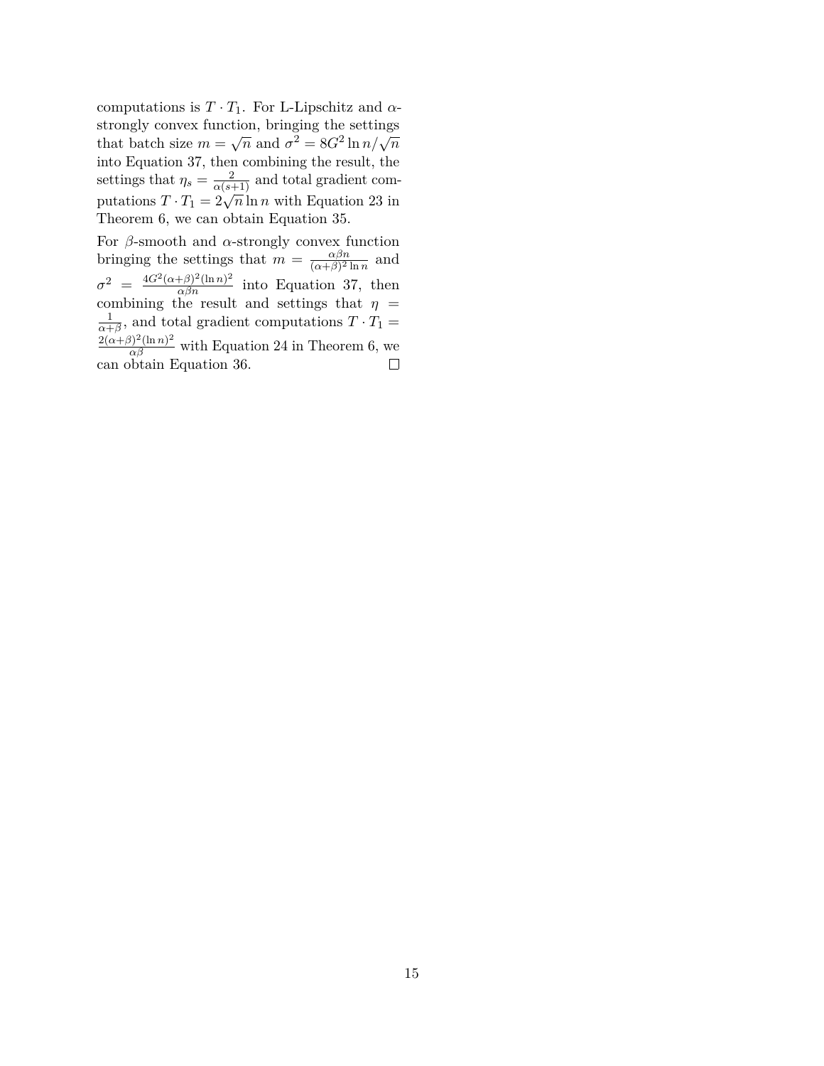computations is $T \cdot T_1$. For L-Lipschitz and $\alpha$-strongly convex function, bringing the settings that batch size $m = \sqrt{n}$ and $\sigma^2 = 8G^2 \ln n / \sqrt{n}$ into Equation 37, then combining the result, the settings that $\eta_s = \frac{2}{\alpha(s+1)}$ and total gradient computations $T \cdot T_1 = 2\sqrt{n} \ln n$ with Equation 23 in Theorem 6, we can obtain Equation 35.

For $\beta$-smooth and $\alpha$-strongly convex function bringing the settings that $m = \frac{\alpha \beta n}{(\alpha+\beta)^2 \ln n}$ and $\sigma^2 = \frac{4G^2(\alpha+\beta)^2(\ln n)^2}{\alpha \beta n}$ into Equation 37, then combining the result and settings that $\eta = \frac{1}{\alpha+\beta}$, and total gradient computations $T \cdot T_1 = \frac{2(\alpha+\beta)^2(\ln n)^2}{\alpha\beta}$ with Equation 24 in Theorem 6, we can obtain Equation 36. □